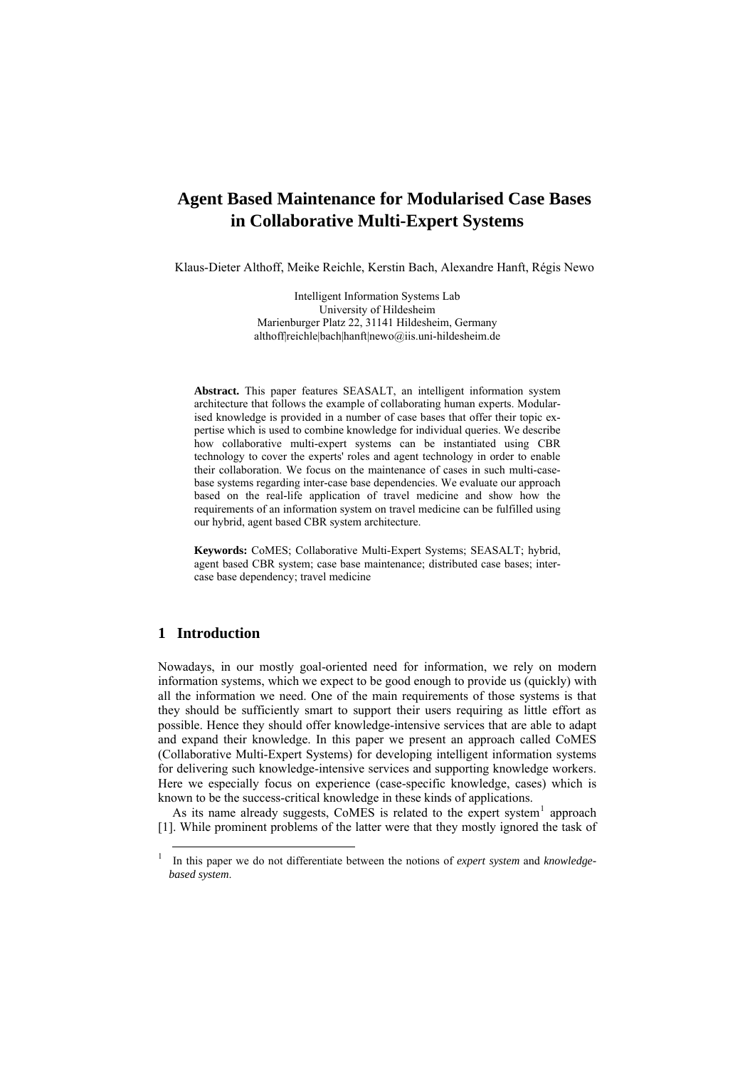# Agent Based Maintenance for Modularised Case Bases in Collaborative Multi-Expert Systems

Klaus-Dieter Althoff, Meike Reichle, Kerstin Bach, Alexandre Hanft, Régis Newo

Intelligent Information Systems Lab
University of Hildesheim
Marienburger Platz 22, 31141 Hildesheim, Germany
althoff|reichle|bach|hanft|newo@iis.uni-hildesheim.de

**Abstract.** This paper features SEASALT, an intelligent information system architecture that follows the example of collaborating human experts. Modularised knowledge is provided in a number of case bases that offer their topic expertise which is used to combine knowledge for individual queries. We describe how collaborative multi-expert systems can be instantiated using CBR technology to cover the experts' roles and agent technology in order to enable their collaboration. We focus on the maintenance of cases in such multi-case-base systems regarding inter-case base dependencies. We evaluate our approach based on the real-life application of travel medicine and show how the requirements of an information system on travel medicine can be fulfilled using our hybrid, agent based CBR system architecture.

**Keywords:** CoMES; Collaborative Multi-Expert Systems; SEASALT; hybrid, agent based CBR system; case base maintenance; distributed case bases; inter-case base dependency; travel medicine

## 1 Introduction

Nowadays, in our mostly goal-oriented need for information, we rely on modern information systems, which we expect to be good enough to provide us (quickly) with all the information we need. One of the main requirements of those systems is that they should be sufficiently smart to support their users requiring as little effort as possible. Hence they should offer knowledge-intensive services that are able to adapt and expand their knowledge. In this paper we present an approach called CoMES (Collaborative Multi-Expert Systems) for developing intelligent information systems for delivering such knowledge-intensive services and supporting knowledge workers. Here we especially focus on experience (case-specific knowledge, cases) which is known to be the success-critical knowledge in these kinds of applications.

As its name already suggests, CoMES is related to the expert system[1] approach [1]. While prominent problems of the latter were that they mostly ignored the task of

[1] In this paper we do not differentiate between the notions of *expert system* and *knowledge-based system*.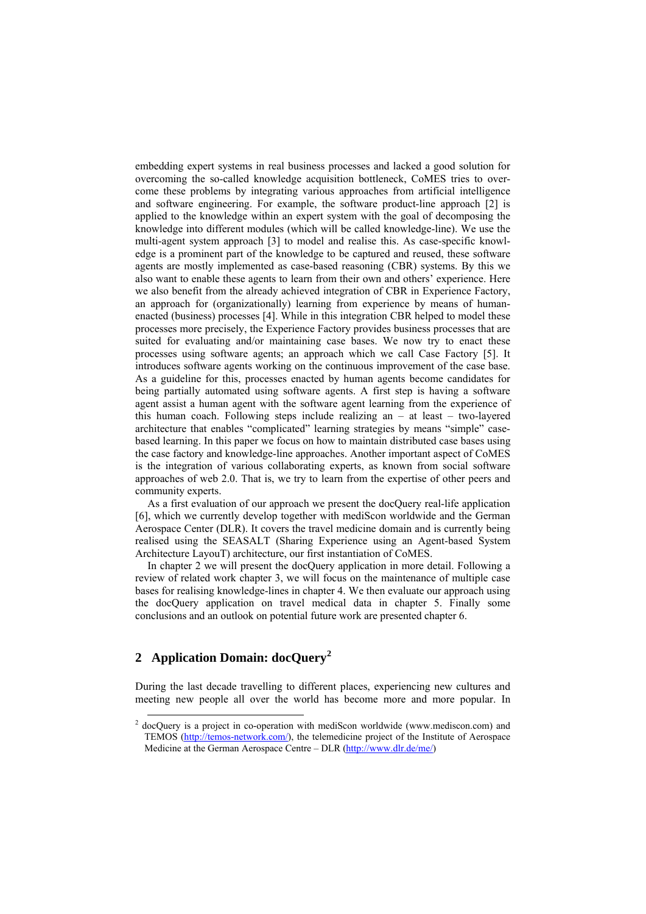embedding expert systems in real business processes and lacked a good solution for overcoming the so-called knowledge acquisition bottleneck, CoMES tries to overcome these problems by integrating various approaches from artificial intelligence and software engineering. For example, the software product-line approach [2] is applied to the knowledge within an expert system with the goal of decomposing the knowledge into different modules (which will be called knowledge-line). We use the multi-agent system approach [3] to model and realise this. As case-specific knowledge is a prominent part of the knowledge to be captured and reused, these software agents are mostly implemented as case-based reasoning (CBR) systems. By this we also want to enable these agents to learn from their own and others' experience. Here we also benefit from the already achieved integration of CBR in Experience Factory, an approach for (organizationally) learning from experience by means of human-enacted (business) processes [4]. While in this integration CBR helped to model these processes more precisely, the Experience Factory provides business processes that are suited for evaluating and/or maintaining case bases. We now try to enact these processes using software agents; an approach which we call Case Factory [5]. It introduces software agents working on the continuous improvement of the case base. As a guideline for this, processes enacted by human agents become candidates for being partially automated using software agents. A first step is having a software agent assist a human agent with the software agent learning from the experience of this human coach. Following steps include realizing an – at least – two-layered architecture that enables "complicated" learning strategies by means "simple" case-based learning. In this paper we focus on how to maintain distributed case bases using the case factory and knowledge-line approaches. Another important aspect of CoMES is the integration of various collaborating experts, as known from social software approaches of web 2.0. That is, we try to learn from the expertise of other peers and community experts.

As a first evaluation of our approach we present the docQuery real-life application [6], which we currently develop together with mediScon worldwide and the German Aerospace Center (DLR). It covers the travel medicine domain and is currently being realised using the SEASALT (Sharing Experience using an Agent-based System Architecture LayouT) architecture, our first instantiation of CoMES.

In chapter 2 we will present the docQuery application in more detail. Following a review of related work chapter 3, we will focus on the maintenance of multiple case bases for realising knowledge-lines in chapter 4. We then evaluate our approach using the docQuery application on travel medical data in chapter 5. Finally some conclusions and an outlook on potential future work are presented chapter 6.

## 2 Application Domain: docQuery[2]

During the last decade travelling to different places, experiencing new cultures and meeting new people all over the world has become more and more popular. In

[2] docQuery is a project in co-operation with mediScon worldwide (www.mediscon.com) and TEMOS (http://temos-network.com/), the telemedicine project of the Institute of Aerospace Medicine at the German Aerospace Centre – DLR (http://www.dlr.de/me/)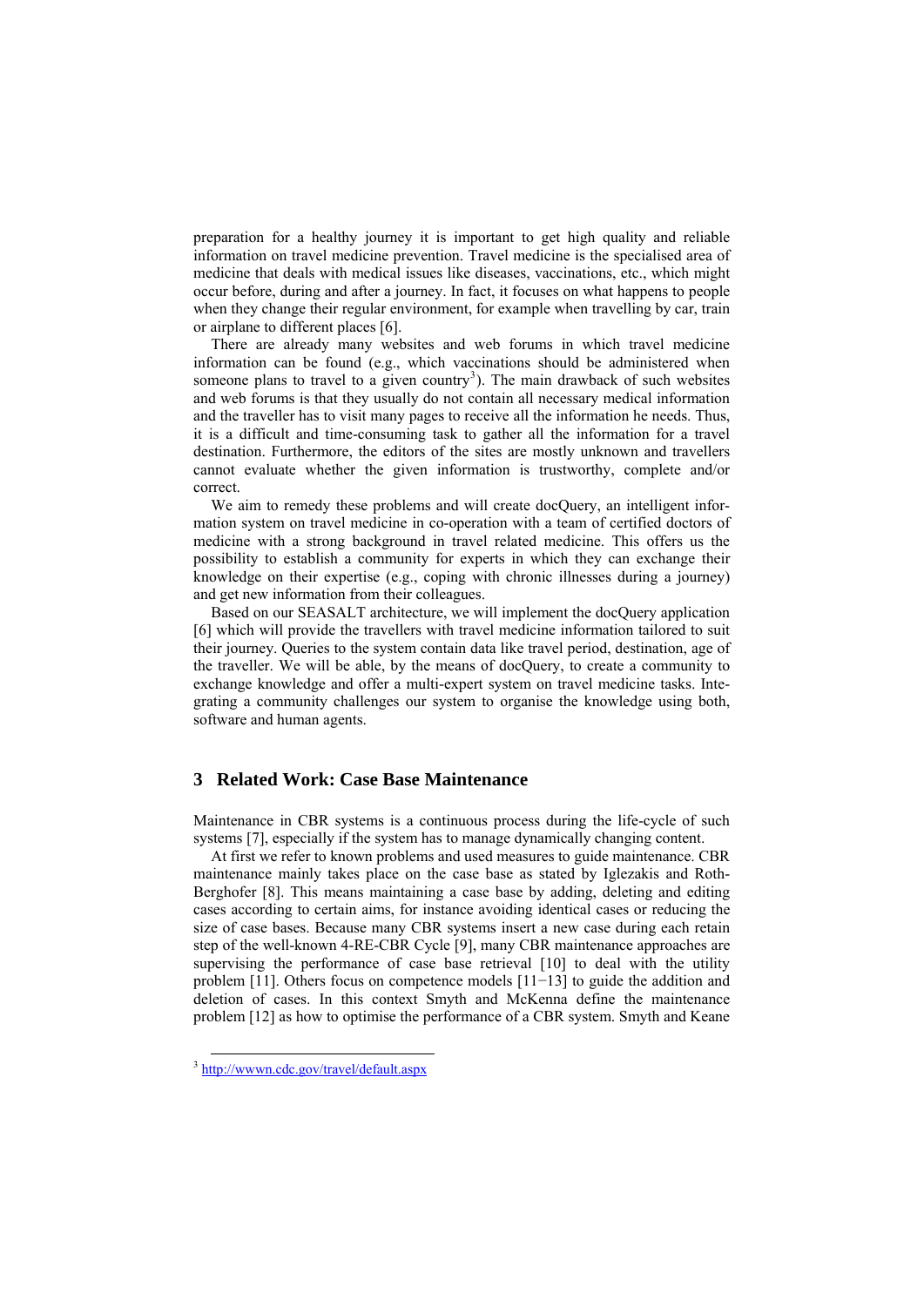preparation for a healthy journey it is important to get high quality and reliable information on travel medicine prevention. Travel medicine is the specialised area of medicine that deals with medical issues like diseases, vaccinations, etc., which might occur before, during and after a journey. In fact, it focuses on what happens to people when they change their regular environment, for example when travelling by car, train or airplane to different places [6].

There are already many websites and web forums in which travel medicine information can be found (e.g., which vaccinations should be administered when someone plans to travel to a given country[3]). The main drawback of such websites and web forums is that they usually do not contain all necessary medical information and the traveller has to visit many pages to receive all the information he needs. Thus, it is a difficult and time-consuming task to gather all the information for a travel destination. Furthermore, the editors of the sites are mostly unknown and travellers cannot evaluate whether the given information is trustworthy, complete and/or correct.

We aim to remedy these problems and will create docQuery, an intelligent information system on travel medicine in co-operation with a team of certified doctors of medicine with a strong background in travel related medicine. This offers us the possibility to establish a community for experts in which they can exchange their knowledge on their expertise (e.g., coping with chronic illnesses during a journey) and get new information from their colleagues.

Based on our SEASALT architecture, we will implement the docQuery application [6] which will provide the travellers with travel medicine information tailored to suit their journey. Queries to the system contain data like travel period, destination, age of the traveller. We will be able, by the means of docQuery, to create a community to exchange knowledge and offer a multi-expert system on travel medicine tasks. Integrating a community challenges our system to organise the knowledge using both, software and human agents.

## 3 Related Work: Case Base Maintenance

Maintenance in CBR systems is a continuous process during the life-cycle of such systems [7], especially if the system has to manage dynamically changing content.

At first we refer to known problems and used measures to guide maintenance. CBR maintenance mainly takes place on the case base as stated by Iglezakis and Roth-Berghofer [8]. This means maintaining a case base by adding, deleting and editing cases according to certain aims, for instance avoiding identical cases or reducing the size of case bases. Because many CBR systems insert a new case during each retain step of the well-known 4-RE-CBR Cycle [9], many CBR maintenance approaches are supervising the performance of case base retrieval [10] to deal with the utility problem [11]. Others focus on competence models [11−13] to guide the addition and deletion of cases. In this context Smyth and McKenna define the maintenance problem [12] as how to optimise the performance of a CBR system. Smyth and Keane

---

[3] http://wwwn.cdc.gov/travel/default.aspx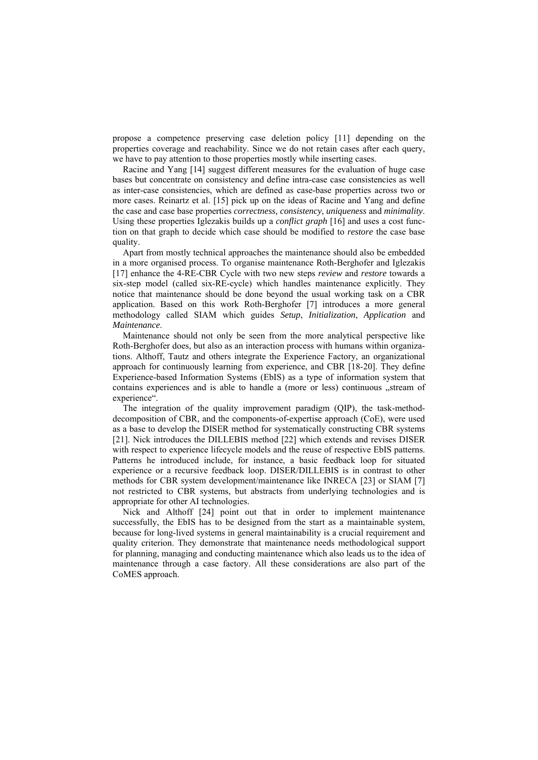propose a competence preserving case deletion policy [11] depending on the properties coverage and reachability. Since we do not retain cases after each query, we have to pay attention to those properties mostly while inserting cases.

Racine and Yang [14] suggest different measures for the evaluation of huge case bases but concentrate on consistency and define intra-case case consistencies as well as inter-case consistencies, which are defined as case-base properties across two or more cases. Reinartz et al. [15] pick up on the ideas of Racine and Yang and define the case and case base properties *correctness, consistency*, *uniqueness* and *minimality*. Using these properties Iglezakis builds up a *conflict graph* [16] and uses a cost function on that graph to decide which case should be modified to *restore* the case base quality.

Apart from mostly technical approaches the maintenance should also be embedded in a more organised process. To organise maintenance Roth-Berghofer and Iglezakis [17] enhance the 4-RE-CBR Cycle with two new steps *review* and *restore* towards a six-step model (called six-RE-cycle) which handles maintenance explicitly. They notice that maintenance should be done beyond the usual working task on a CBR application. Based on this work Roth-Berghofer [7] introduces a more general methodology called SIAM which guides *Setup*, *Initialization*, *Application* and *Maintenance*.

Maintenance should not only be seen from the more analytical perspective like Roth-Berghofer does, but also as an interaction process with humans within organizations. Althoff, Tautz and others integrate the Experience Factory, an organizational approach for continuously learning from experience, and CBR [18-20]. They define Experience-based Information Systems (EbIS) as a type of information system that contains experiences and is able to handle a (more or less) continuous „stream of experience".

The integration of the quality improvement paradigm (QIP), the task-method-decomposition of CBR, and the components-of-expertise approach (CoE), were used as a base to develop the DISER method for systematically constructing CBR systems [21]. Nick introduces the DILLEBIS method [22] which extends and revises DISER with respect to experience lifecycle models and the reuse of respective EbIS patterns. Patterns he introduced include, for instance, a basic feedback loop for situated experience or a recursive feedback loop. DISER/DILLEBIS is in contrast to other methods for CBR system development/maintenance like INRECA [23] or SIAM [7] not restricted to CBR systems, but abstracts from underlying technologies and is appropriate for other AI technologies.

Nick and Althoff [24] point out that in order to implement maintenance successfully, the EbIS has to be designed from the start as a maintainable system, because for long-lived systems in general maintainability is a crucial requirement and quality criterion. They demonstrate that maintenance needs methodological support for planning, managing and conducting maintenance which also leads us to the idea of maintenance through a case factory. All these considerations are also part of the CoMES approach.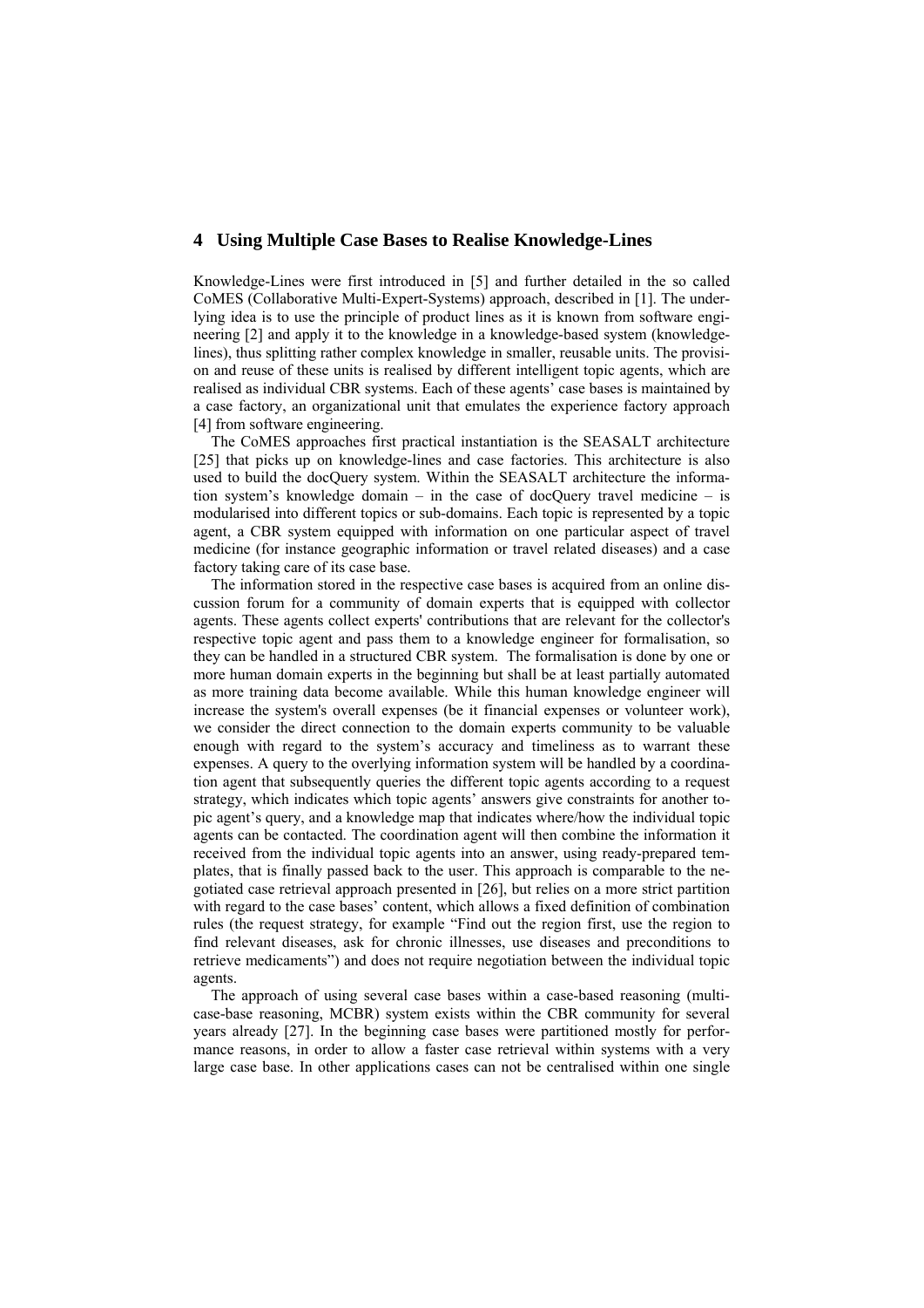## 4 Using Multiple Case Bases to Realise Knowledge-Lines

Knowledge-Lines were first introduced in [5] and further detailed in the so called CoMES (Collaborative Multi-Expert-Systems) approach, described in [1]. The underlying idea is to use the principle of product lines as it is known from software engineering [2] and apply it to the knowledge in a knowledge-based system (knowledge-lines), thus splitting rather complex knowledge in smaller, reusable units. The provision and reuse of these units is realised by different intelligent topic agents, which are realised as individual CBR systems. Each of these agents' case bases is maintained by a case factory, an organizational unit that emulates the experience factory approach [4] from software engineering.

The CoMES approaches first practical instantiation is the SEASALT architecture [25] that picks up on knowledge-lines and case factories. This architecture is also used to build the docQuery system. Within the SEASALT architecture the information system's knowledge domain – in the case of docQuery travel medicine – is modularised into different topics or sub-domains. Each topic is represented by a topic agent, a CBR system equipped with information on one particular aspect of travel medicine (for instance geographic information or travel related diseases) and a case factory taking care of its case base.

The information stored in the respective case bases is acquired from an online discussion forum for a community of domain experts that is equipped with collector agents. These agents collect experts' contributions that are relevant for the collector's respective topic agent and pass them to a knowledge engineer for formalisation, so they can be handled in a structured CBR system. The formalisation is done by one or more human domain experts in the beginning but shall be at least partially automated as more training data become available. While this human knowledge engineer will increase the system's overall expenses (be it financial expenses or volunteer work), we consider the direct connection to the domain experts community to be valuable enough with regard to the system's accuracy and timeliness as to warrant these expenses. A query to the overlying information system will be handled by a coordination agent that subsequently queries the different topic agents according to a request strategy, which indicates which topic agents' answers give constraints for another topic agent's query, and a knowledge map that indicates where/how the individual topic agents can be contacted. The coordination agent will then combine the information it received from the individual topic agents into an answer, using ready-prepared templates, that is finally passed back to the user. This approach is comparable to the negotiated case retrieval approach presented in [26], but relies on a more strict partition with regard to the case bases' content, which allows a fixed definition of combination rules (the request strategy, for example "Find out the region first, use the region to find relevant diseases, ask for chronic illnesses, use diseases and preconditions to retrieve medicaments") and does not require negotiation between the individual topic agents.

The approach of using several case bases within a case-based reasoning (multi-case-base reasoning, MCBR) system exists within the CBR community for several years already [27]. In the beginning case bases were partitioned mostly for performance reasons, in order to allow a faster case retrieval within systems with a very large case base. In other applications cases can not be centralised within one single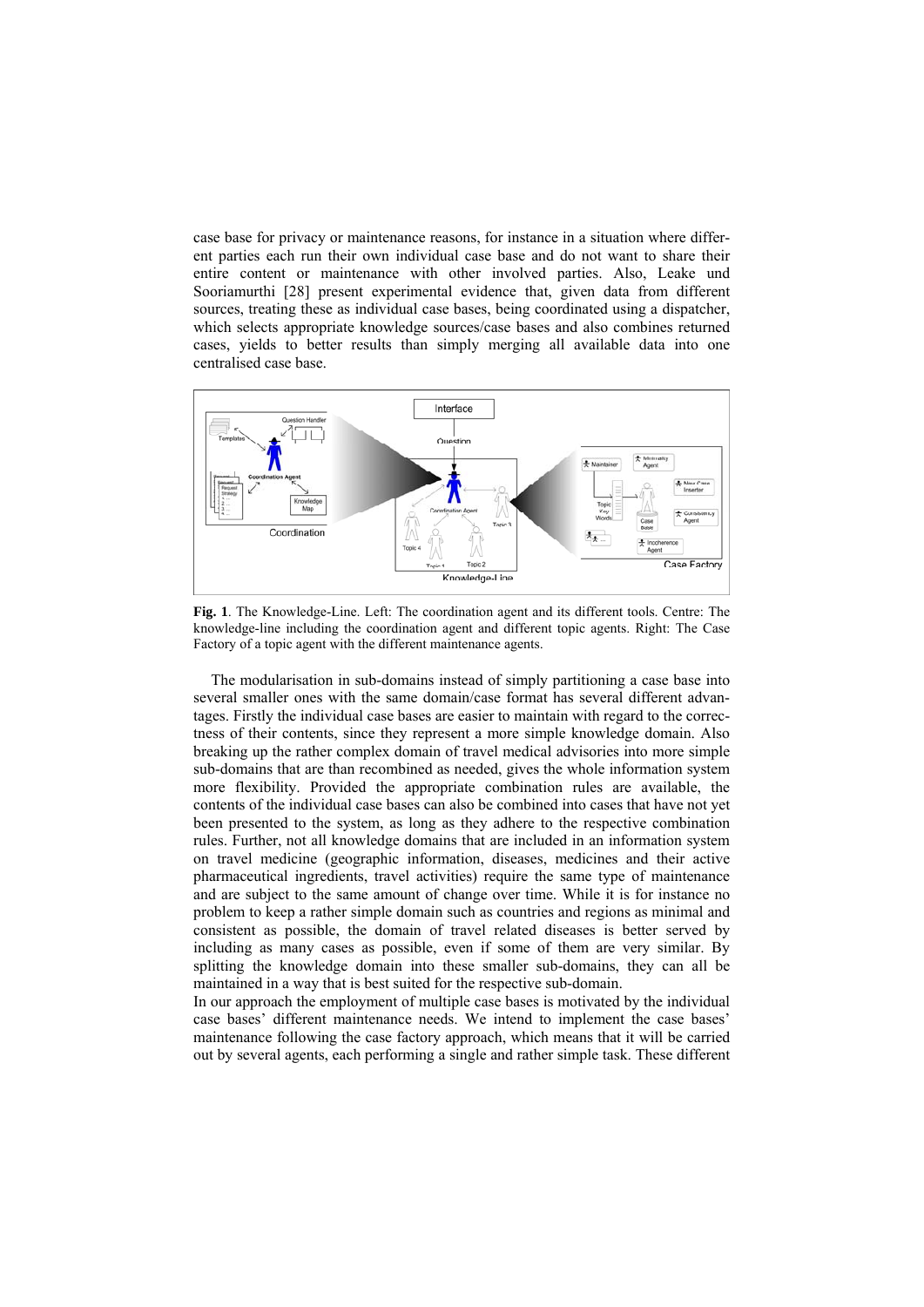case base for privacy or maintenance reasons, for instance in a situation where different parties each run their own individual case base and do not want to share their entire content or maintenance with other involved parties. Also, Leake und Sooriamurthi [28] present experimental evidence that, given data from different sources, treating these as individual case bases, being coordinated using a dispatcher, which selects appropriate knowledge sources/case bases and also combines returned cases, yields to better results than simply merging all available data into one centralised case base.

**Fig. 1**. The Knowledge-Line. Left: The coordination agent and its different tools. Centre: The knowledge-line including the coordination agent and different topic agents. Right: The Case Factory of a topic agent with the different maintenance agents.

The modularisation in sub-domains instead of simply partitioning a case base into several smaller ones with the same domain/case format has several different advantages. Firstly the individual case bases are easier to maintain with regard to the correctness of their contents, since they represent a more simple knowledge domain. Also breaking up the rather complex domain of travel medical advisories into more simple sub-domains that are than recombined as needed, gives the whole information system more flexibility. Provided the appropriate combination rules are available, the contents of the individual case bases can also be combined into cases that have not yet been presented to the system, as long as they adhere to the respective combination rules. Further, not all knowledge domains that are included in an information system on travel medicine (geographic information, diseases, medicines and their active pharmaceutical ingredients, travel activities) require the same type of maintenance and are subject to the same amount of change over time. While it is for instance no problem to keep a rather simple domain such as countries and regions as minimal and consistent as possible, the domain of travel related diseases is better served by including as many cases as possible, even if some of them are very similar. By splitting the knowledge domain into these smaller sub-domains, they can all be maintained in a way that is best suited for the respective sub-domain.

In our approach the employment of multiple case bases is motivated by the individual case bases' different maintenance needs. We intend to implement the case bases' maintenance following the case factory approach, which means that it will be carried out by several agents, each performing a single and rather simple task. These different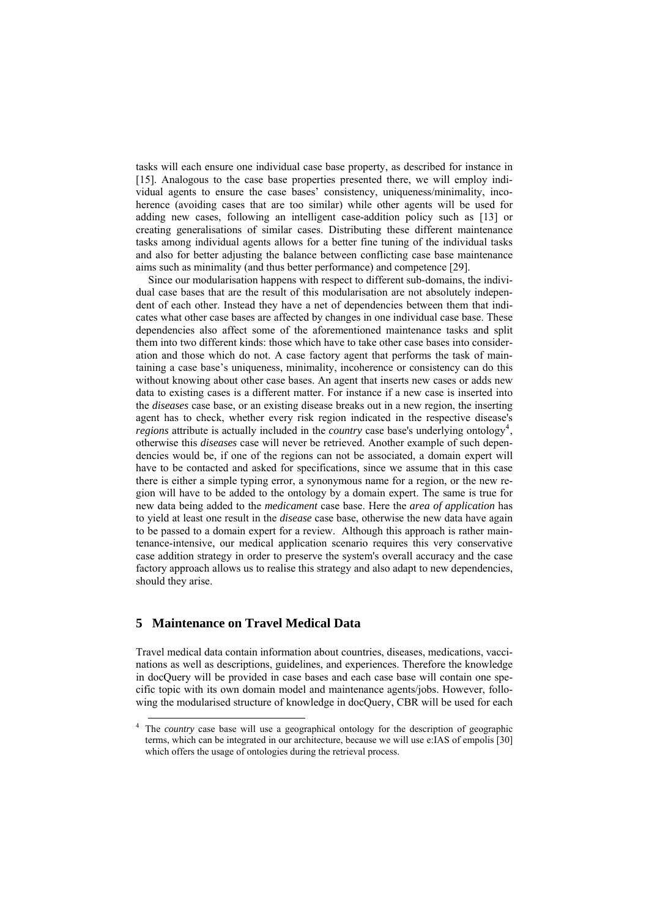tasks will each ensure one individual case base property, as described for instance in [15]. Analogous to the case base properties presented there, we will employ individual agents to ensure the case bases' consistency, uniqueness/minimality, incoherence (avoiding cases that are too similar) while other agents will be used for adding new cases, following an intelligent case-addition policy such as [13] or creating generalisations of similar cases. Distributing these different maintenance tasks among individual agents allows for a better fine tuning of the individual tasks and also for better adjusting the balance between conflicting case base maintenance aims such as minimality (and thus better performance) and competence [29].

Since our modularisation happens with respect to different sub-domains, the individual case bases that are the result of this modularisation are not absolutely independent of each other. Instead they have a net of dependencies between them that indicates what other case bases are affected by changes in one individual case base. These dependencies also affect some of the aforementioned maintenance tasks and split them into two different kinds: those which have to take other case bases into consideration and those which do not. A case factory agent that performs the task of maintaining a case base's uniqueness, minimality, incoherence or consistency can do this without knowing about other case bases. An agent that inserts new cases or adds new data to existing cases is a different matter. For instance if a new case is inserted into the *diseases* case base, or an existing disease breaks out in a new region, the inserting agent has to check, whether every risk region indicated in the respective disease's *regions* attribute is actually included in the *country* case base's underlying ontology[4], otherwise this *diseases* case will never be retrieved. Another example of such dependencies would be, if one of the regions can not be associated, a domain expert will have to be contacted and asked for specifications, since we assume that in this case there is either a simple typing error, a synonymous name for a region, or the new region will have to be added to the ontology by a domain expert. The same is true for new data being added to the *medicament* case base. Here the *area of application* has to yield at least one result in the *disease* case base, otherwise the new data have again to be passed to a domain expert for a review. Although this approach is rather maintenance-intensive, our medical application scenario requires this very conservative case addition strategy in order to preserve the system's overall accuracy and the case factory approach allows us to realise this strategy and also adapt to new dependencies, should they arise.

## 5 Maintenance on Travel Medical Data

Travel medical data contain information about countries, diseases, medications, vaccinations as well as descriptions, guidelines, and experiences. Therefore the knowledge in docQuery will be provided in case bases and each case base will contain one specific topic with its own domain model and maintenance agents/jobs. However, following the modularised structure of knowledge in docQuery, CBR will be used for each

---

[4] The *country* case base will use a geographical ontology for the description of geographic terms, which can be integrated in our architecture, because we will use e:IAS of empolis [30] which offers the usage of ontologies during the retrieval process.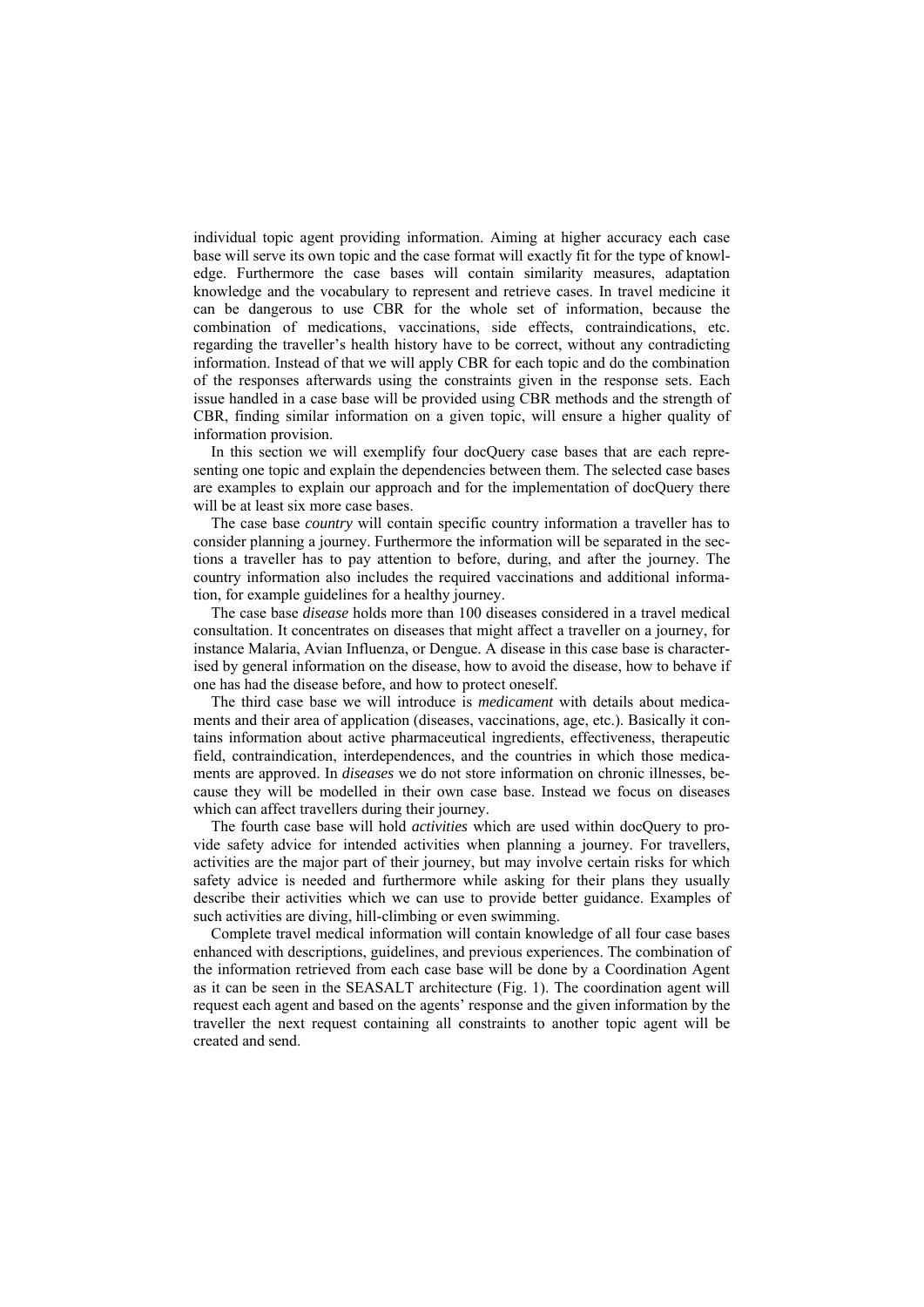individual topic agent providing information. Aiming at higher accuracy each case base will serve its own topic and the case format will exactly fit for the type of knowledge. Furthermore the case bases will contain similarity measures, adaptation knowledge and the vocabulary to represent and retrieve cases. In travel medicine it can be dangerous to use CBR for the whole set of information, because the combination of medications, vaccinations, side effects, contraindications, etc. regarding the traveller's health history have to be correct, without any contradicting information. Instead of that we will apply CBR for each topic and do the combination of the responses afterwards using the constraints given in the response sets. Each issue handled in a case base will be provided using CBR methods and the strength of CBR, finding similar information on a given topic, will ensure a higher quality of information provision.

In this section we will exemplify four docQuery case bases that are each representing one topic and explain the dependencies between them. The selected case bases are examples to explain our approach and for the implementation of docQuery there will be at least six more case bases.

The case base *country* will contain specific country information a traveller has to consider planning a journey. Furthermore the information will be separated in the sections a traveller has to pay attention to before, during, and after the journey. The country information also includes the required vaccinations and additional information, for example guidelines for a healthy journey.

The case base *disease* holds more than 100 diseases considered in a travel medical consultation. It concentrates on diseases that might affect a traveller on a journey, for instance Malaria, Avian Influenza, or Dengue. A disease in this case base is characterised by general information on the disease, how to avoid the disease, how to behave if one has had the disease before, and how to protect oneself.

The third case base we will introduce is *medicament* with details about medicaments and their area of application (diseases, vaccinations, age, etc.). Basically it contains information about active pharmaceutical ingredients, effectiveness, therapeutic field, contraindication, interdependences, and the countries in which those medicaments are approved. In *diseases* we do not store information on chronic illnesses, because they will be modelled in their own case base. Instead we focus on diseases which can affect travellers during their journey.

The fourth case base will hold *activities* which are used within docQuery to provide safety advice for intended activities when planning a journey. For travellers, activities are the major part of their journey, but may involve certain risks for which safety advice is needed and furthermore while asking for their plans they usually describe their activities which we can use to provide better guidance. Examples of such activities are diving, hill-climbing or even swimming.

Complete travel medical information will contain knowledge of all four case bases enhanced with descriptions, guidelines, and previous experiences. The combination of the information retrieved from each case base will be done by a Coordination Agent as it can be seen in the SEASALT architecture (Fig. 1). The coordination agent will request each agent and based on the agents' response and the given information by the traveller the next request containing all constraints to another topic agent will be created and send.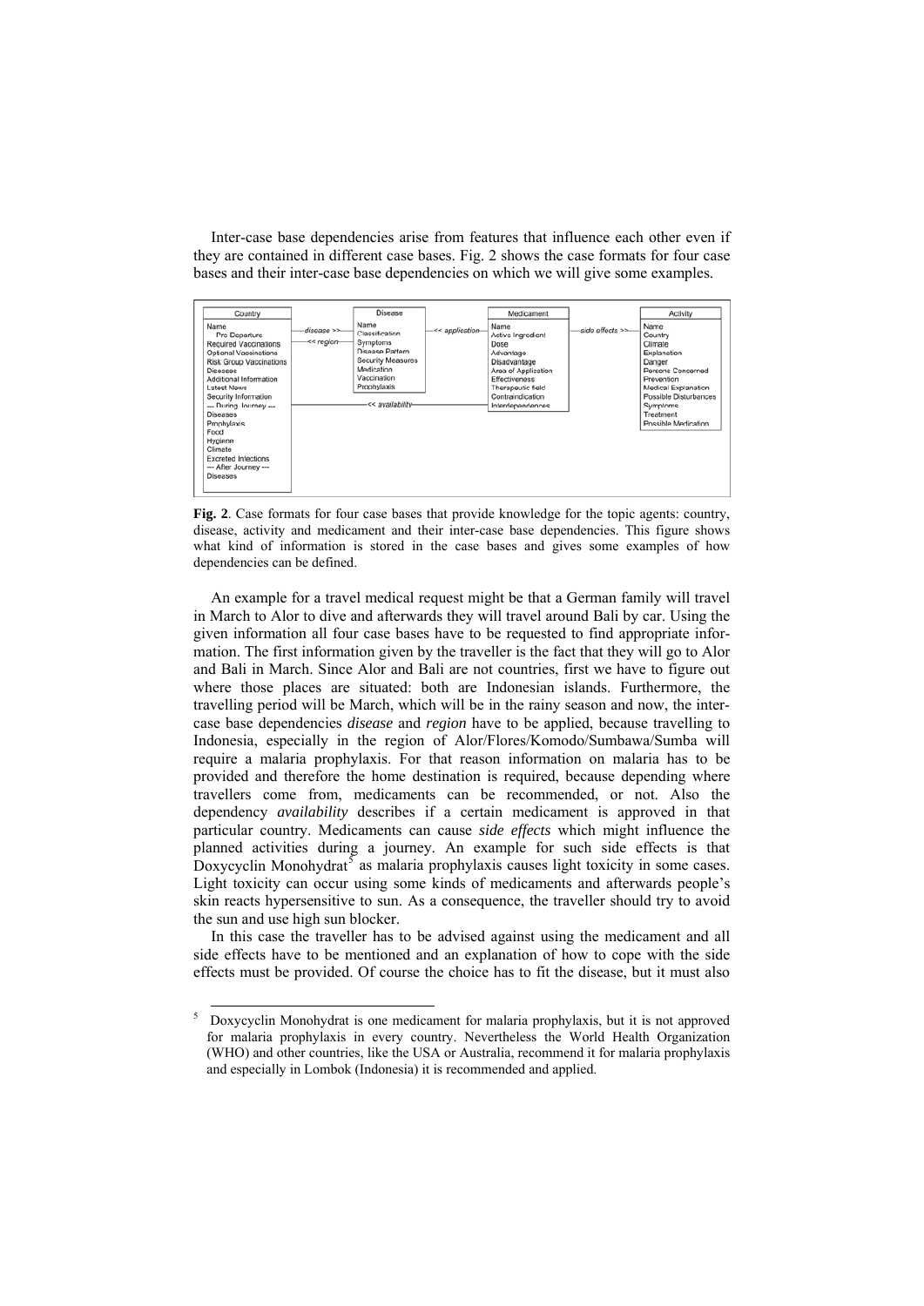Inter-case base dependencies arise from features that influence each other even if they are contained in different case bases. Fig. 2 shows the case formats for four case bases and their inter-case base dependencies on which we will give some examples.

| Country | | Disease | | Medicament | | Activity |
|---|---|---|---|---|---|---|
| Name<br>Pre Departure<br>Required Vaccinations<br>Optional Vaccinations<br>Risk Group Vaccinations<br>Diseases<br>Additional Information<br>Latest News<br>Security Information<br>--- During Journey ---<br>Diseases<br>Prophylaxis<br>Food<br>Hygiene<br>Climate<br>Excreted Infections<br>--- After Journey ---<br>Diseases | disease >><br><< region<br><< availability | Name<br>Classification<br>Symptoms<br>Disease Pattern<br>Security Measures<br>Medication<br>Vaccination<br>Prophylaxis | << application | Name<br>Active Ingredient<br>Dose<br>Advantage<br>Disadvantage<br>Area of Application<br>Effectiveness<br>Therapeutic field<br>Contraindication<br>Interdependences | side effects >> | Name<br>Country<br>Climate<br>Explanation<br>Danger<br>Persons Concerned<br>Prevention<br>Medical Explanation<br>Possible Disturbances<br>Symptoms<br>Treatment<br>Possible Medication |

**Fig. 2**. Case formats for four case bases that provide knowledge for the topic agents: country, disease, activity and medicament and their inter-case base dependencies. This figure shows what kind of information is stored in the case bases and gives some examples of how dependencies can be defined.

An example for a travel medical request might be that a German family will travel in March to Alor to dive and afterwards they will travel around Bali by car. Using the given information all four case bases have to be requested to find appropriate information. The first information given by the traveller is the fact that they will go to Alor and Bali in March. Since Alor and Bali are not countries, first we have to figure out where those places are situated: both are Indonesian islands. Furthermore, the travelling period will be March, which will be in the rainy season and now, the inter-case base dependencies *disease* and *region* have to be applied, because travelling to Indonesia, especially in the region of Alor/Flores/Komodo/Sumbawa/Sumba will require a malaria prophylaxis. For that reason information on malaria has to be provided and therefore the home destination is required, because depending where travellers come from, medicaments can be recommended, or not. Also the dependency *availability* describes if a certain medicament is approved in that particular country. Medicaments can cause *side effects* which might influence the planned activities during a journey. An example for such side effects is that Doxycyclin Monohydrat[5] as malaria prophylaxis causes light toxicity in some cases. Light toxicity can occur using some kinds of medicaments and afterwards people's skin reacts hypersensitive to sun. As a consequence, the traveller should try to avoid the sun and use high sun blocker.

In this case the traveller has to be advised against using the medicament and all side effects have to be mentioned and an explanation of how to cope with the side effects must be provided. Of course the choice has to fit the disease, but it must also

[5] Doxycyclin Monohydrat is one medicament for malaria prophylaxis, but it is not approved for malaria prophylaxis in every country. Nevertheless the World Health Organization (WHO) and other countries, like the USA or Australia, recommend it for malaria prophylaxis and especially in Lombok (Indonesia) it is recommended and applied.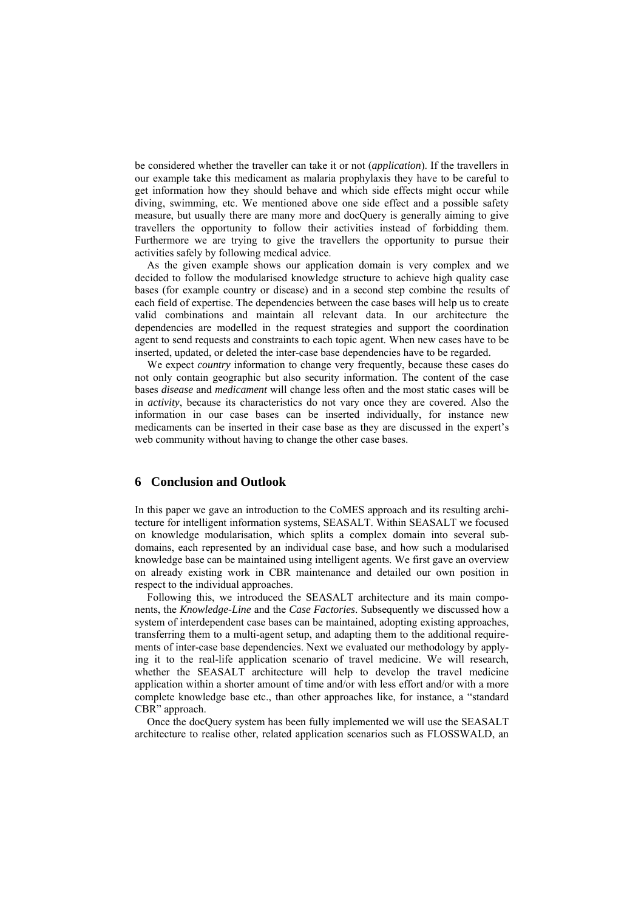be considered whether the traveller can take it or not (*application*). If the travellers in our example take this medicament as malaria prophylaxis they have to be careful to get information how they should behave and which side effects might occur while diving, swimming, etc. We mentioned above one side effect and a possible safety measure, but usually there are many more and docQuery is generally aiming to give travellers the opportunity to follow their activities instead of forbidding them. Furthermore we are trying to give the travellers the opportunity to pursue their activities safely by following medical advice.

As the given example shows our application domain is very complex and we decided to follow the modularised knowledge structure to achieve high quality case bases (for example country or disease) and in a second step combine the results of each field of expertise. The dependencies between the case bases will help us to create valid combinations and maintain all relevant data. In our architecture the dependencies are modelled in the request strategies and support the coordination agent to send requests and constraints to each topic agent. When new cases have to be inserted, updated, or deleted the inter-case base dependencies have to be regarded.

We expect *country* information to change very frequently, because these cases do not only contain geographic but also security information. The content of the case bases *disease* and *medicament* will change less often and the most static cases will be in *activity*, because its characteristics do not vary once they are covered. Also the information in our case bases can be inserted individually, for instance new medicaments can be inserted in their case base as they are discussed in the expert's web community without having to change the other case bases.

## 6 Conclusion and Outlook

In this paper we gave an introduction to the CoMES approach and its resulting architecture for intelligent information systems, SEASALT. Within SEASALT we focused on knowledge modularisation, which splits a complex domain into several subdomains, each represented by an individual case base, and how such a modularised knowledge base can be maintained using intelligent agents. We first gave an overview on already existing work in CBR maintenance and detailed our own position in respect to the individual approaches.

Following this, we introduced the SEASALT architecture and its main components, the *Knowledge-Line* and the *Case Factories*. Subsequently we discussed how a system of interdependent case bases can be maintained, adopting existing approaches, transferring them to a multi-agent setup, and adapting them to the additional requirements of inter-case base dependencies. Next we evaluated our methodology by applying it to the real-life application scenario of travel medicine. We will research, whether the SEASALT architecture will help to develop the travel medicine application within a shorter amount of time and/or with less effort and/or with a more complete knowledge base etc., than other approaches like, for instance, a "standard CBR" approach.

Once the docQuery system has been fully implemented we will use the SEASALT architecture to realise other, related application scenarios such as FLOSSWALD, an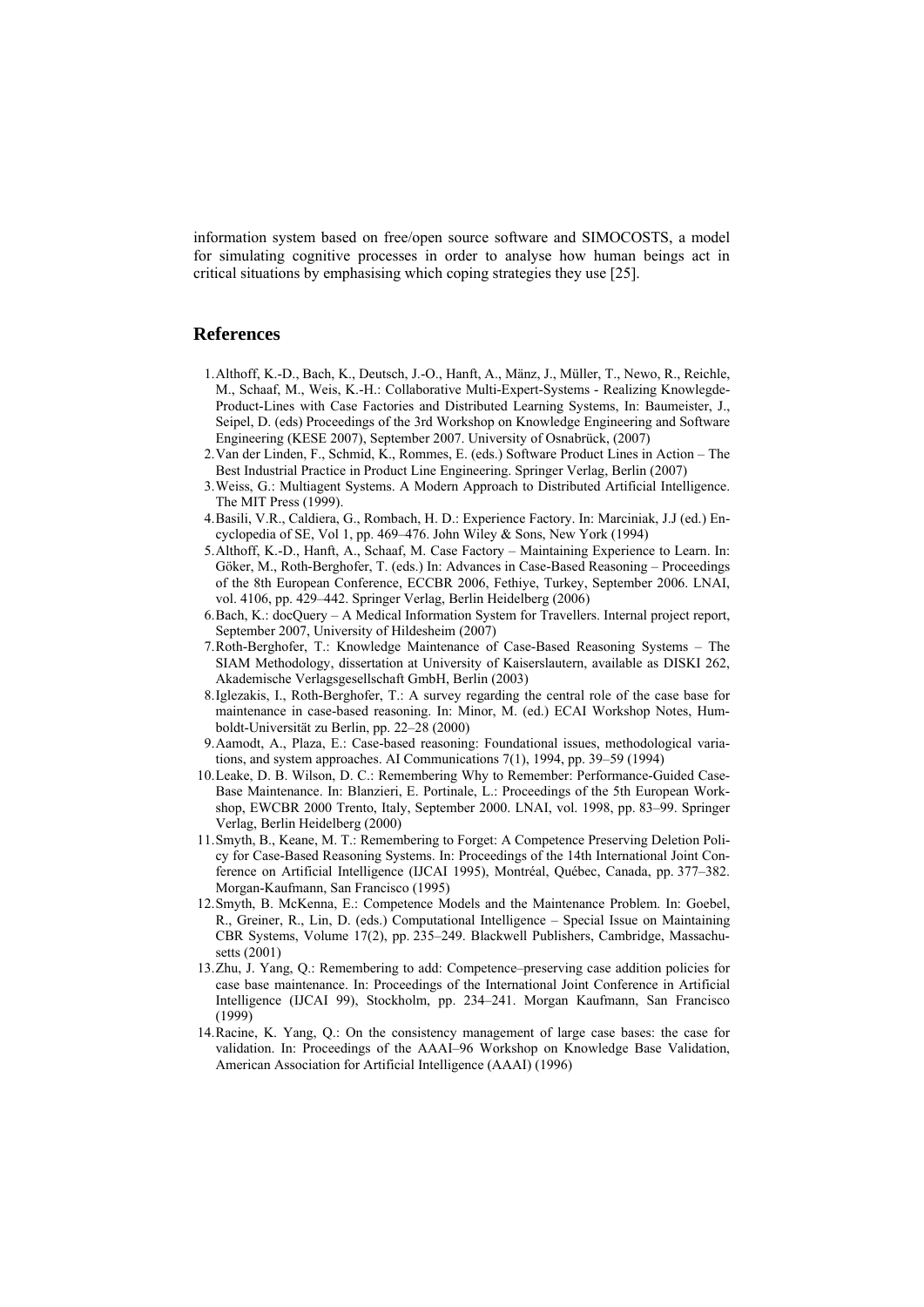information system based on free/open source software and SIMOCOSTS, a model for simulating cognitive processes in order to analyse how human beings act in critical situations by emphasising which coping strategies they use [25].

## References

1. Althoff, K.-D., Bach, K., Deutsch, J.-O., Hanft, A., Mänz, J., Müller, T., Newo, R., Reichle, M., Schaaf, M., Weis, K.-H.: Collaborative Multi-Expert-Systems - Realizing Knowlegde-Product-Lines with Case Factories and Distributed Learning Systems, In: Baumeister, J., Seipel, D. (eds) Proceedings of the 3rd Workshop on Knowledge Engineering and Software Engineering (KESE 2007), September 2007. University of Osnabrück, (2007)
2. Van der Linden, F., Schmid, K., Rommes, E. (eds.) Software Product Lines in Action – The Best Industrial Practice in Product Line Engineering. Springer Verlag, Berlin (2007)
3. Weiss, G.: Multiagent Systems. A Modern Approach to Distributed Artificial Intelligence. The MIT Press (1999).
4. Basili, V.R., Caldiera, G., Rombach, H. D.: Experience Factory. In: Marciniak, J.J (ed.) Encyclopedia of SE, Vol 1, pp. 469–476. John Wiley & Sons, New York (1994)
5. Althoff, K.-D., Hanft, A., Schaaf, M. Case Factory – Maintaining Experience to Learn. In: Göker, M., Roth-Berghofer, T. (eds.) In: Advances in Case-Based Reasoning – Proceedings of the 8th European Conference, ECCBR 2006, Fethiye, Turkey, September 2006. LNAI, vol. 4106, pp. 429–442. Springer Verlag, Berlin Heidelberg (2006)
6. Bach, K.: docQuery – A Medical Information System for Travellers. Internal project report, September 2007, University of Hildesheim (2007)
7. Roth-Berghofer, T.: Knowledge Maintenance of Case-Based Reasoning Systems – The SIAM Methodology, dissertation at University of Kaiserslautern, available as DISKI 262, Akademische Verlagsgesellschaft GmbH, Berlin (2003)
8. Iglezakis, I., Roth-Berghofer, T.: A survey regarding the central role of the case base for maintenance in case-based reasoning. In: Minor, M. (ed.) ECAI Workshop Notes, Humboldt-Universität zu Berlin, pp. 22–28 (2000)
9. Aamodt, A., Plaza, E.: Case-based reasoning: Foundational issues, methodological variations, and system approaches. AI Communications 7(1), 1994, pp. 39–59 (1994)
10. Leake, D. B. Wilson, D. C.: Remembering Why to Remember: Performance-Guided Case-Base Maintenance. In: Blanzieri, E. Portinale, L.: Proceedings of the 5th European Workshop, EWCBR 2000 Trento, Italy, September 2000. LNAI, vol. 1998, pp. 83–99. Springer Verlag, Berlin Heidelberg (2000)
11. Smyth, B., Keane, M. T.: Remembering to Forget: A Competence Preserving Deletion Policy for Case-Based Reasoning Systems. In: Proceedings of the 14th International Joint Conference on Artificial Intelligence (IJCAI 1995), Montréal, Québec, Canada, pp. 377–382. Morgan-Kaufmann, San Francisco (1995)
12. Smyth, B. McKenna, E.: Competence Models and the Maintenance Problem. In: Goebel, R., Greiner, R., Lin, D. (eds.) Computational Intelligence – Special Issue on Maintaining CBR Systems, Volume 17(2), pp. 235–249. Blackwell Publishers, Cambridge, Massachusetts (2001)
13. Zhu, J. Yang, Q.: Remembering to add: Competence–preserving case addition policies for case base maintenance. In: Proceedings of the International Joint Conference in Artificial Intelligence (IJCAI 99), Stockholm, pp. 234–241. Morgan Kaufmann, San Francisco (1999)
14. Racine, K. Yang, Q.: On the consistency management of large case bases: the case for validation. In: Proceedings of the AAAI–96 Workshop on Knowledge Base Validation, American Association for Artificial Intelligence (AAAI) (1996)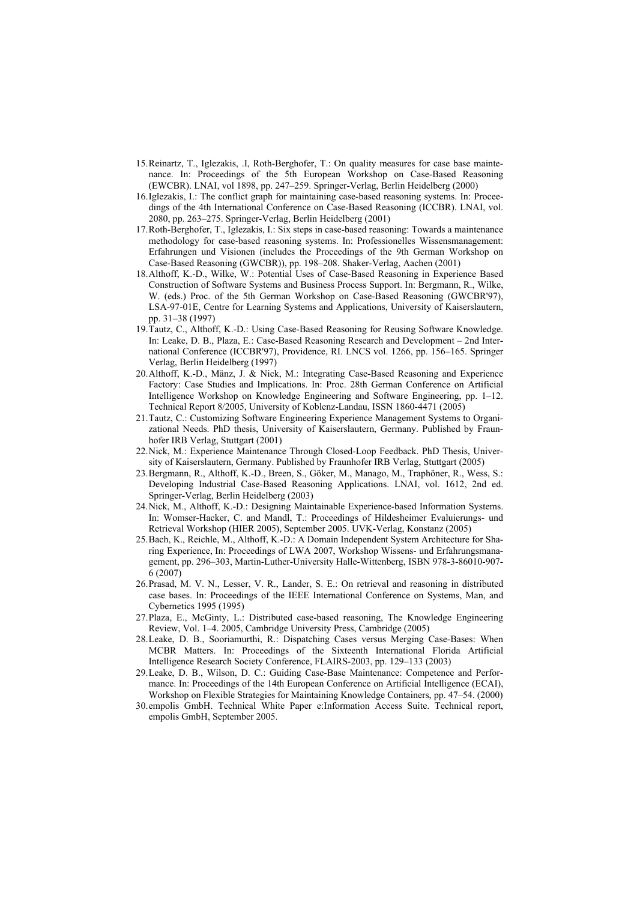15. Reinartz, T., Iglezakis, .I, Roth-Berghofer, T.: On quality measures for case base maintenance. In: Proceedings of the 5th European Workshop on Case-Based Reasoning (EWCBR). LNAI, vol 1898, pp. 247–259. Springer-Verlag, Berlin Heidelberg (2000)
16. Iglezakis, I.: The conflict graph for maintaining case-based reasoning systems. In: Proceedings of the 4th International Conference on Case-Based Reasoning (ICCBR). LNAI, vol. 2080, pp. 263–275. Springer-Verlag, Berlin Heidelberg (2001)
17. Roth-Berghofer, T., Iglezakis, I.: Six steps in case-based reasoning: Towards a maintenance methodology for case-based reasoning systems. In: Professionelles Wissensmanagement: Erfahrungen und Visionen (includes the Proceedings of the 9th German Workshop on Case-Based Reasoning (GWCBR)), pp. 198–208. Shaker-Verlag, Aachen (2001)
18. Althoff, K.-D., Wilke, W.: Potential Uses of Case-Based Reasoning in Experience Based Construction of Software Systems and Business Process Support. In: Bergmann, R., Wilke, W. (eds.) Proc. of the 5th German Workshop on Case-Based Reasoning (GWCBR'97), LSA-97-01E, Centre for Learning Systems and Applications, University of Kaiserslautern, pp. 31–38 (1997)
19. Tautz, C., Althoff, K.-D.: Using Case-Based Reasoning for Reusing Software Knowledge. In: Leake, D. B., Plaza, E.: Case-Based Reasoning Research and Development – 2nd International Conference (ICCBR'97), Providence, RI. LNCS vol. 1266, pp. 156–165. Springer Verlag, Berlin Heidelberg (1997)
20. Althoff, K.-D., Mänz, J. & Nick, M.: Integrating Case-Based Reasoning and Experience Factory: Case Studies and Implications. In: Proc. 28th German Conference on Artificial Intelligence Workshop on Knowledge Engineering and Software Engineering, pp. 1–12. Technical Report 8/2005, University of Koblenz-Landau, ISSN 1860-4471 (2005)
21. Tautz, C.: Customizing Software Engineering Experience Management Systems to Organizational Needs. PhD thesis, University of Kaiserslautern, Germany. Published by Fraunhofer IRB Verlag, Stuttgart (2001)
22. Nick, M.: Experience Maintenance Through Closed-Loop Feedback. PhD Thesis, University of Kaiserslautern, Germany. Published by Fraunhofer IRB Verlag, Stuttgart (2005)
23. Bergmann, R., Althoff, K.-D., Breen, S., Göker, M., Manago, M., Traphöner, R., Wess, S.: Developing Industrial Case-Based Reasoning Applications. LNAI, vol. 1612, 2nd ed. Springer-Verlag, Berlin Heidelberg (2003)
24. Nick, M., Althoff, K.-D.: Designing Maintainable Experience-based Information Systems. In: Womser-Hacker, C. and Mandl, T.: Proceedings of Hildesheimer Evaluierungs- und Retrieval Workshop (HIER 2005), September 2005. UVK-Verlag, Konstanz (2005)
25. Bach, K., Reichle, M., Althoff, K.-D.: A Domain Independent System Architecture for Sharing Experience, In: Proceedings of LWA 2007, Workshop Wissens- und Erfahrungsmanagement, pp. 296–303, Martin-Luther-University Halle-Wittenberg, ISBN 978-3-86010-907-6 (2007)
26. Prasad, M. V. N., Lesser, V. R., Lander, S. E.: On retrieval and reasoning in distributed case bases. In: Proceedings of the IEEE International Conference on Systems, Man, and Cybernetics 1995 (1995)
27. Plaza, E., McGinty, L.: Distributed case-based reasoning, The Knowledge Engineering Review, Vol. 1–4. 2005, Cambridge University Press, Cambridge (2005)
28. Leake, D. B., Sooriamurthi, R.: Dispatching Cases versus Merging Case-Bases: When MCBR Matters. In: Proceedings of the Sixteenth International Florida Artificial Intelligence Research Society Conference, FLAIRS-2003, pp. 129–133 (2003)
29. Leake, D. B., Wilson, D. C.: Guiding Case-Base Maintenance: Competence and Performance. In: Proceedings of the 14th European Conference on Artificial Intelligence (ECAI), Workshop on Flexible Strategies for Maintaining Knowledge Containers, pp. 47–54. (2000)
30. empolis GmbH. Technical White Paper e:Information Access Suite. Technical report, empolis GmbH, September 2005.